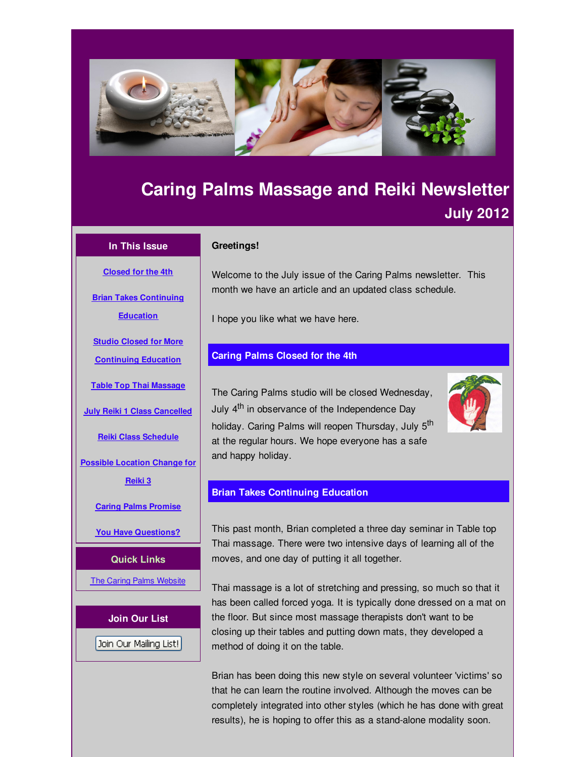# Caring Palms Massage and Reiki Newsletter

## July 2012

### In This Issue

- Closed for the 4th
- Brian Takes Continuing Education
- Studio Closed for More Continuing Education
- Table Top Thai Massage
- July Reiki 1 Class Cancelled
- Reiki Class Schedule
- Possible Location Change for Reiki 3
- Caring Palms Promise
- You Have Questions?

### Quick Links

The Caring Palms Website

### Join Our List

Join Our Mailing List!

**Greetings!**

Welcome to the July issue of the Caring Palms newsletter. This month we have an article and an updated class schedule.

I hope you like what we have here.

## Caring Palms Closed for the 4th

The Caring Palms studio will be closed Wednesday, July 4th in observance of the Independence Day holiday. Caring Palms will reopen Thursday, July 5th at the regular hours. We hope everyone has a safe and happy holiday.

## Brian Takes Continuing Education

This past month, Brian completed a three day seminar in Table top Thai massage. There were two intensive days of learning all of the moves, and one day of putting it all together.

Thai massage is a lot of stretching and pressing, so much so that it has been called forced yoga. It is typically done dressed on a mat on the floor. But since most massage therapists don't want to be closing up their tables and putting down mats, they developed a method of doing it on the table.

Brian has been doing this new style on several volunteer 'victims' so that he can learn the routine involved. Although the moves can be completely integrated into other styles (which he has done with great results), he is hoping to offer this as a stand-alone modality soon.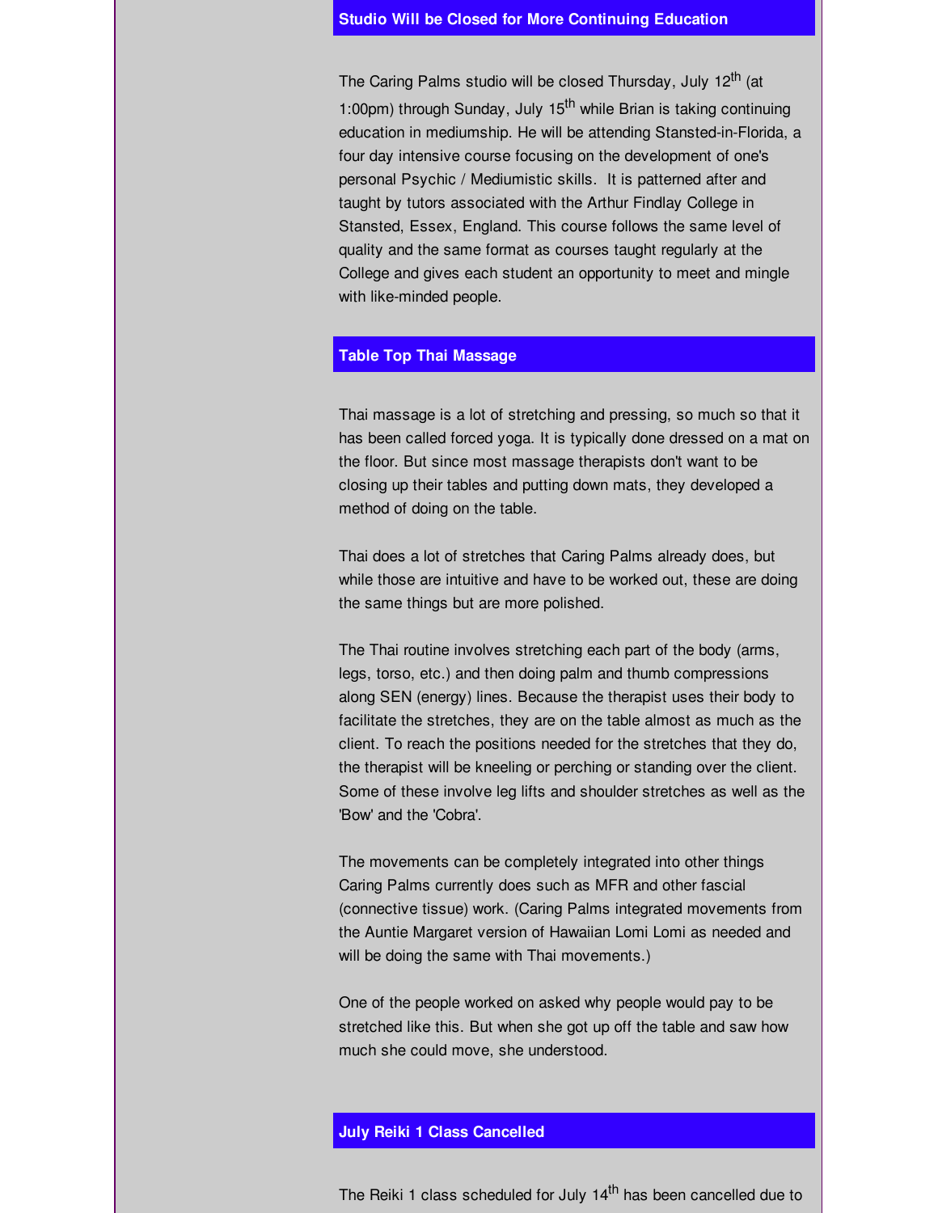## Studio Will be Closed for More Continuing Education

The Caring Palms studio will be closed Thursday, July 12th (at 1:00pm) through Sunday, July 15th while Brian is taking continuing education in mediumship. He will be attending Stansted-in-Florida, a four day intensive course focusing on the development of one's personal Psychic / Mediumistic skills. It is patterned after and taught by tutors associated with the Arthur Findlay College in Stansted, Essex, England. This course follows the same level of quality and the same format as courses taught regularly at the College and gives each student an opportunity to meet and mingle with like-minded people.

## Table Top Thai Massage

Thai massage is a lot of stretching and pressing, so much so that it has been called forced yoga. It is typically done dressed on a mat on the floor. But since most massage therapists don't want to be closing up their tables and putting down mats, they developed a method of doing on the table.

Thai does a lot of stretches that Caring Palms already does, but while those are intuitive and have to be worked out, these are doing the same things but are more polished.

The Thai routine involves stretching each part of the body (arms, legs, torso, etc.) and then doing palm and thumb compressions along SEN (energy) lines. Because the therapist uses their body to facilitate the stretches, they are on the table almost as much as the client. To reach the positions needed for the stretches that they do, the therapist will be kneeling or perching or standing over the client. Some of these involve leg lifts and shoulder stretches as well as the 'Bow' and the 'Cobra'.

The movements can be completely integrated into other things Caring Palms currently does such as MFR and other fascial (connective tissue) work. (Caring Palms integrated movements from the Auntie Margaret version of Hawaiian Lomi Lomi as needed and will be doing the same with Thai movements.)

One of the people worked on asked why people would pay to be stretched like this. But when she got up off the table and saw how much she could move, she understood.

## July Reiki 1 Class Cancelled

The Reiki 1 class scheduled for July 14th has been cancelled due to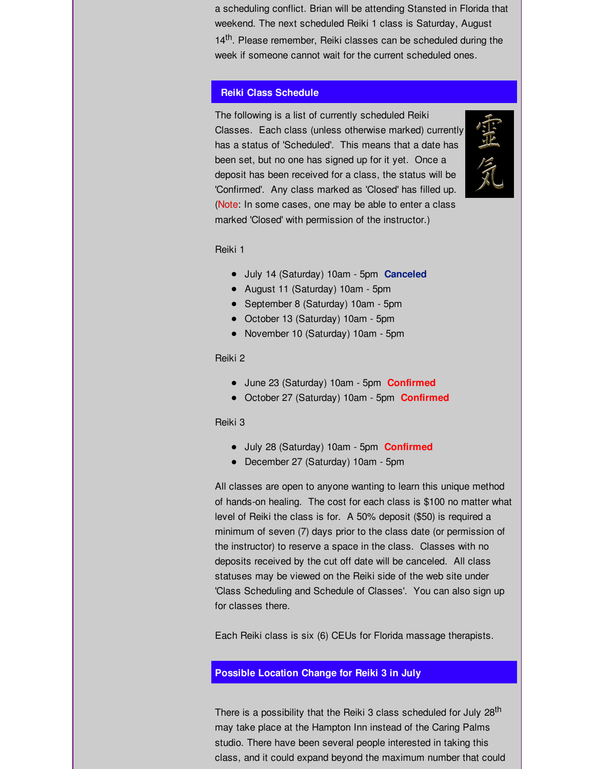a scheduling conflict. Brian will be attending Stansted in Florida that weekend. The next scheduled Reiki 1 class is Saturday, August 14th. Please remember, Reiki classes can be scheduled during the week if someone cannot wait for the current scheduled ones.

## Reiki Class Schedule

The following is a list of currently scheduled Reiki Classes. Each class (unless otherwise marked) currently has a status of 'Scheduled'. This means that a date has been set, but no one has signed up for it yet. Once a deposit has been received for a class, the status will be 'Confirmed'. Any class marked as 'Closed' has filled up. (Note: In some cases, one may be able to enter a class marked 'Closed' with permission of the instructor.)

Reiki 1

- July 14 (Saturday) 10am - 5pm **Canceled**
- August 11 (Saturday) 10am - 5pm
- September 8 (Saturday) 10am - 5pm
- October 13 (Saturday) 10am - 5pm
- November 10 (Saturday) 10am - 5pm

Reiki 2

- June 23 (Saturday) 10am - 5pm **Confirmed**
- October 27 (Saturday) 10am - 5pm **Confirmed**

Reiki 3

- July 28 (Saturday) 10am - 5pm **Confirmed**
- December 27 (Saturday) 10am - 5pm

All classes are open to anyone wanting to learn this unique method of hands-on healing. The cost for each class is $100 no matter what level of Reiki the class is for. A 50% deposit ($50) is required a minimum of seven (7) days prior to the class date (or permission of the instructor) to reserve a space in the class. Classes with no deposits received by the cut off date will be canceled. All class statuses may be viewed on the Reiki side of the web site under 'Class Scheduling and Schedule of Classes'. You can also sign up for classes there.

Each Reiki class is six (6) CEUs for Florida massage therapists.

## Possible Location Change for Reiki 3 in July

There is a possibility that the Reiki 3 class scheduled for July 28th may take place at the Hampton Inn instead of the Caring Palms studio. There have been several people interested in taking this class, and it could expand beyond the maximum number that could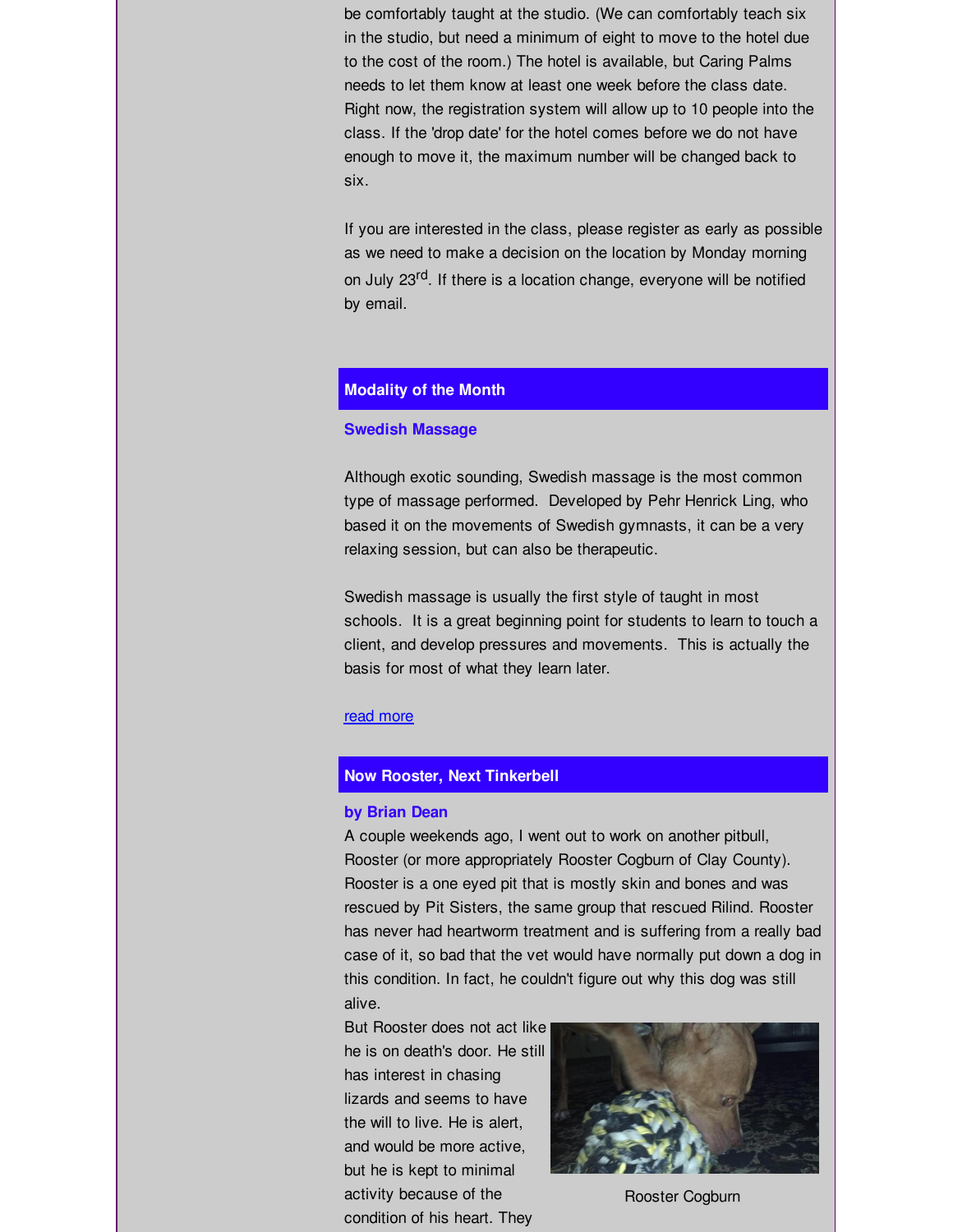be comfortably taught at the studio. (We can comfortably teach six in the studio, but need a minimum of eight to move to the hotel due to the cost of the room.) The hotel is available, but Caring Palms needs to let them know at least one week before the class date. Right now, the registration system will allow up to 10 people into the class. If the 'drop date' for the hotel comes before we do not have enough to move it, the maximum number will be changed back to six.

If you are interested in the class, please register as early as possible as we need to make a decision on the location by Monday morning on July 23rd. If there is a location change, everyone will be notified by email.

## Modality of the Month

### Swedish Massage

Although exotic sounding, Swedish massage is the most common type of massage performed. Developed by Pehr Henrick Ling, who based it on the movements of Swedish gymnasts, it can be a very relaxing session, but can also be therapeutic.

Swedish massage is usually the first style of taught in most schools. It is a great beginning point for students to learn to touch a client, and develop pressures and movements. This is actually the basis for most of what they learn later.

read more

## Now Rooster, Next Tinkerbell

### by Brian Dean

A couple weekends ago, I went out to work on another pitbull, Rooster (or more appropriately Rooster Cogburn of Clay County). Rooster is a one eyed pit that is mostly skin and bones and was rescued by Pit Sisters, the same group that rescued Rilind. Rooster has never had heartworm treatment and is suffering from a really bad case of it, so bad that the vet would have normally put down a dog in this condition. In fact, he couldn't figure out why this dog was still alive.

But Rooster does not act like he is on death's door. He still has interest in chasing lizards and seems to have the will to live. He is alert, and would be more active, but he is kept to minimal activity because of the condition of his heart. They

Rooster Cogburn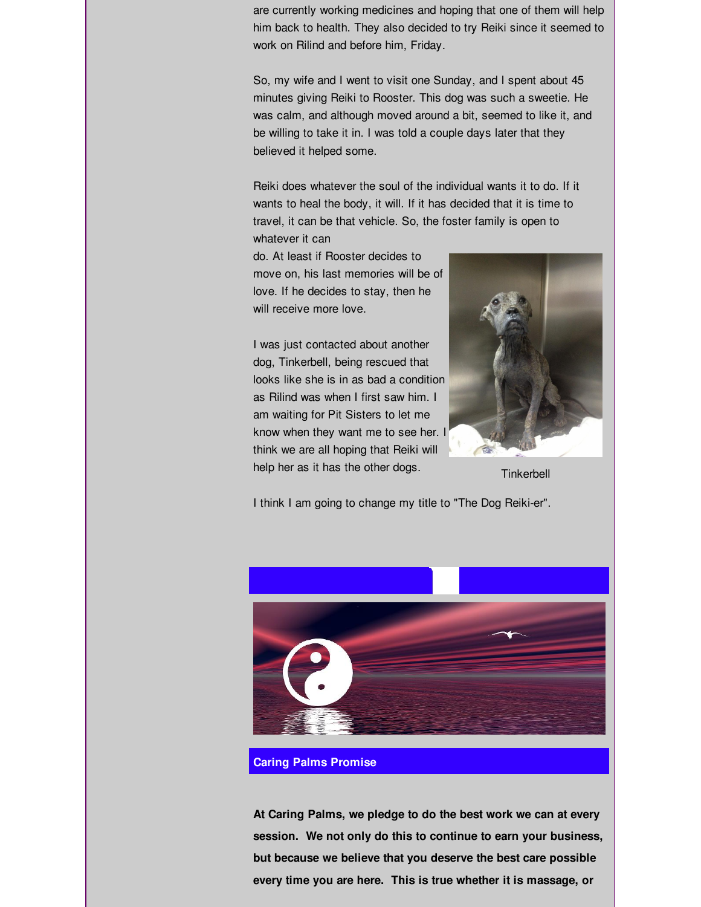are currently working medicines and hoping that one of them will help him back to health. They also decided to try Reiki since it seemed to work on Rilind and before him, Friday.

So, my wife and I went to visit one Sunday, and I spent about 45 minutes giving Reiki to Rooster. This dog was such a sweetie. He was calm, and although moved around a bit, seemed to like it, and be willing to take it in. I was told a couple days later that they believed it helped some.

Reiki does whatever the soul of the individual wants it to do. If it wants to heal the body, it will. If it has decided that it is time to travel, it can be that vehicle. So, the foster family is open to whatever it can do. At least if Rooster decides to move on, his last memories will be of love. If he decides to stay, then he will receive more love.

I was just contacted about another dog, Tinkerbell, being rescued that looks like she is in as bad a condition as Rilind was when I first saw him. I am waiting for Pit Sisters to let me know when they want me to see her. I think we are all hoping that Reiki will help her as it has the other dogs.

Tinkerbell

I think I am going to change my title to "The Dog Reiki-er".

## Caring Palms Promise

**At Caring Palms, we pledge to do the best work we can at every session. We not only do this to continue to earn your business, but because we believe that you deserve the best care possible every time you are here. This is true whether it is massage, or**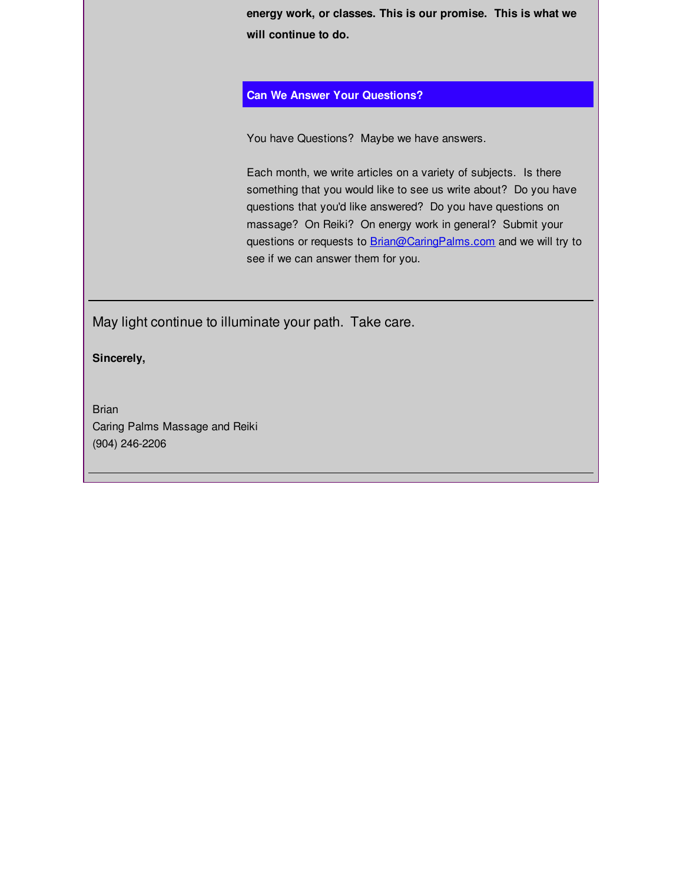**energy work, or classes. This is our promise. This is what we will continue to do.**

## Can We Answer Your Questions?

You have Questions? Maybe we have answers.

Each month, we write articles on a variety of subjects. Is there something that you would like to see us write about? Do you have questions that you'd like answered? Do you have questions on massage? On Reiki? On energy work in general? Submit your questions or requests to [Brian@CaringPalms.com](mailto:Brian@CaringPalms.com) and we will try to see if we can answer them for you.

---

May light continue to illuminate your path. Take care.

**Sincerely,**

Brian
Caring Palms Massage and Reiki
(904) 246-2206

---